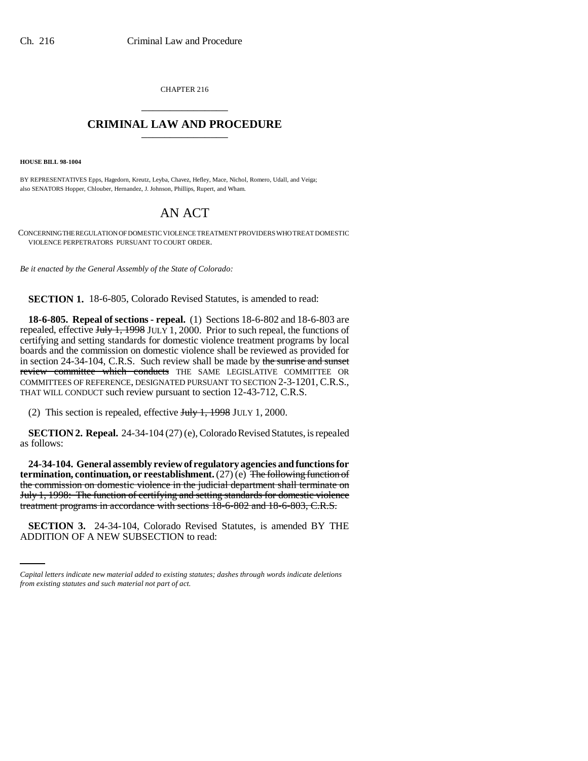CHAPTER 216

# CRIMINAL LAW AND PROCEDURE

**HOUSE BILL 98-1004**

BY REPRESENTATIVES Epps, Hagedorn, Kreutz, Leyba, Chavez, Hefley, Mace, Nichol, Romero, Udall, and Veiga;
also SENATORS Hopper, Chlouber, Hernandez, J. Johnson, Phillips, Rupert, and Wham.

# AN ACT

CONCERNING THE REGULATION OF DOMESTIC VIOLENCE TREATMENT PROVIDERS WHO TREAT DOMESTIC VIOLENCE PERPETRATORS PURSUANT TO COURT ORDER.

*Be it enacted by the General Assembly of the State of Colorado:*

**SECTION 1.** 18-6-805, Colorado Revised Statutes, is amended to read:

**18-6-805. Repeal of sections - repeal.** (1) Sections 18-6-802 and 18-6-803 are repealed, effective ~~July 1, 1998~~ JULY 1, 2000. Prior to such repeal, the functions of certifying and setting standards for domestic violence treatment programs by local boards and the commission on domestic violence shall be reviewed as provided for in section 24-34-104, C.R.S. Such review shall be made by ~~the sunrise and sunset review committee which conducts~~ THE SAME LEGISLATIVE COMMITTEE OR COMMITTEES OF REFERENCE, DESIGNATED PURSUANT TO SECTION 2-3-1201, C.R.S., THAT WILL CONDUCT such review pursuant to section 12-43-712, C.R.S.

(2) This section is repealed, effective ~~July 1, 1998~~ JULY 1, 2000.

**SECTION 2. Repeal.** 24-34-104 (27) (e), Colorado Revised Statutes, is repealed as follows:

**24-34-104. General assembly review of regulatory agencies and functions for termination, continuation, or reestablishment.** (27) (e) ~~The following function of the commission on domestic violence in the judicial department shall terminate on July 1, 1998: The function of certifying and setting standards for domestic violence treatment programs in accordance with sections 18-6-802 and 18-6-803, C.R.S.~~

**SECTION 3.** 24-34-104, Colorado Revised Statutes, is amended BY THE ADDITION OF A NEW SUBSECTION to read:

*Capital letters indicate new material added to existing statutes; dashes through words indicate deletions from existing statutes and such material not part of act.*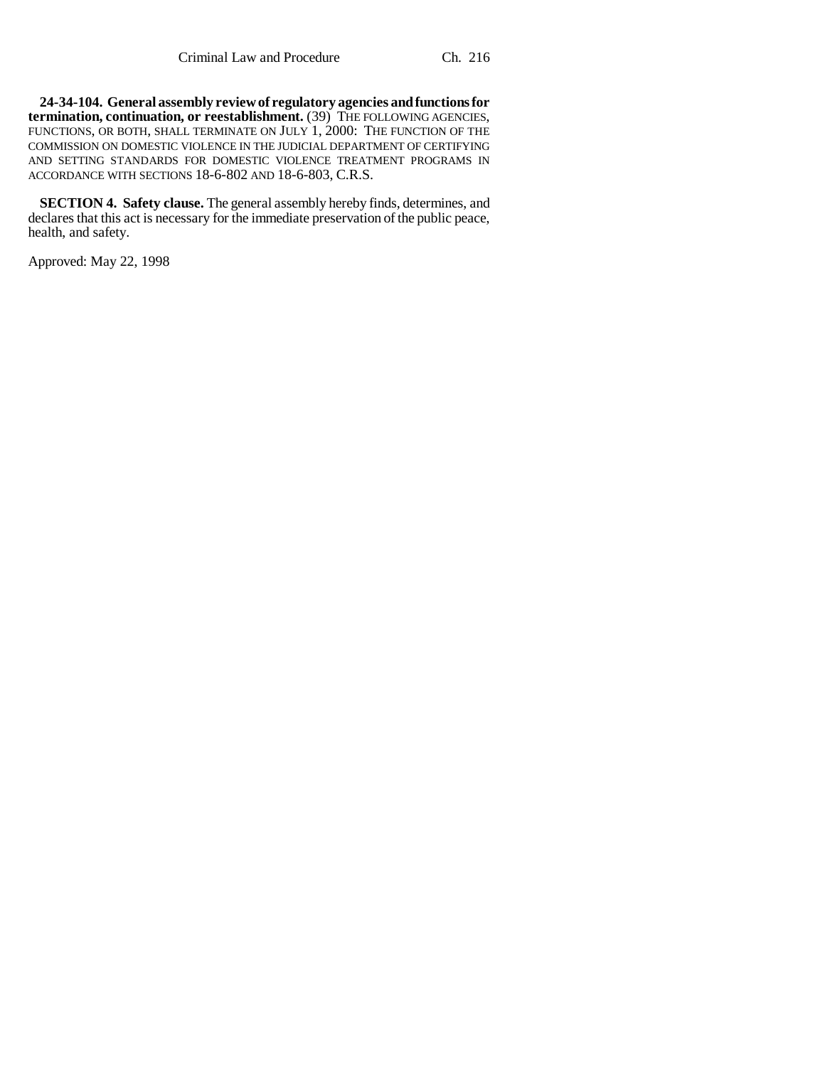**24-34-104. General assembly review of regulatory agencies and functions for termination, continuation, or reestablishment.** (39) THE FOLLOWING AGENCIES, FUNCTIONS, OR BOTH, SHALL TERMINATE ON JULY 1, 2000: THE FUNCTION OF THE COMMISSION ON DOMESTIC VIOLENCE IN THE JUDICIAL DEPARTMENT OF CERTIFYING AND SETTING STANDARDS FOR DOMESTIC VIOLENCE TREATMENT PROGRAMS IN ACCORDANCE WITH SECTIONS 18-6-802 AND 18-6-803, C.R.S.

**SECTION 4. Safety clause.** The general assembly hereby finds, determines, and declares that this act is necessary for the immediate preservation of the public peace, health, and safety.

Approved: May 22, 1998